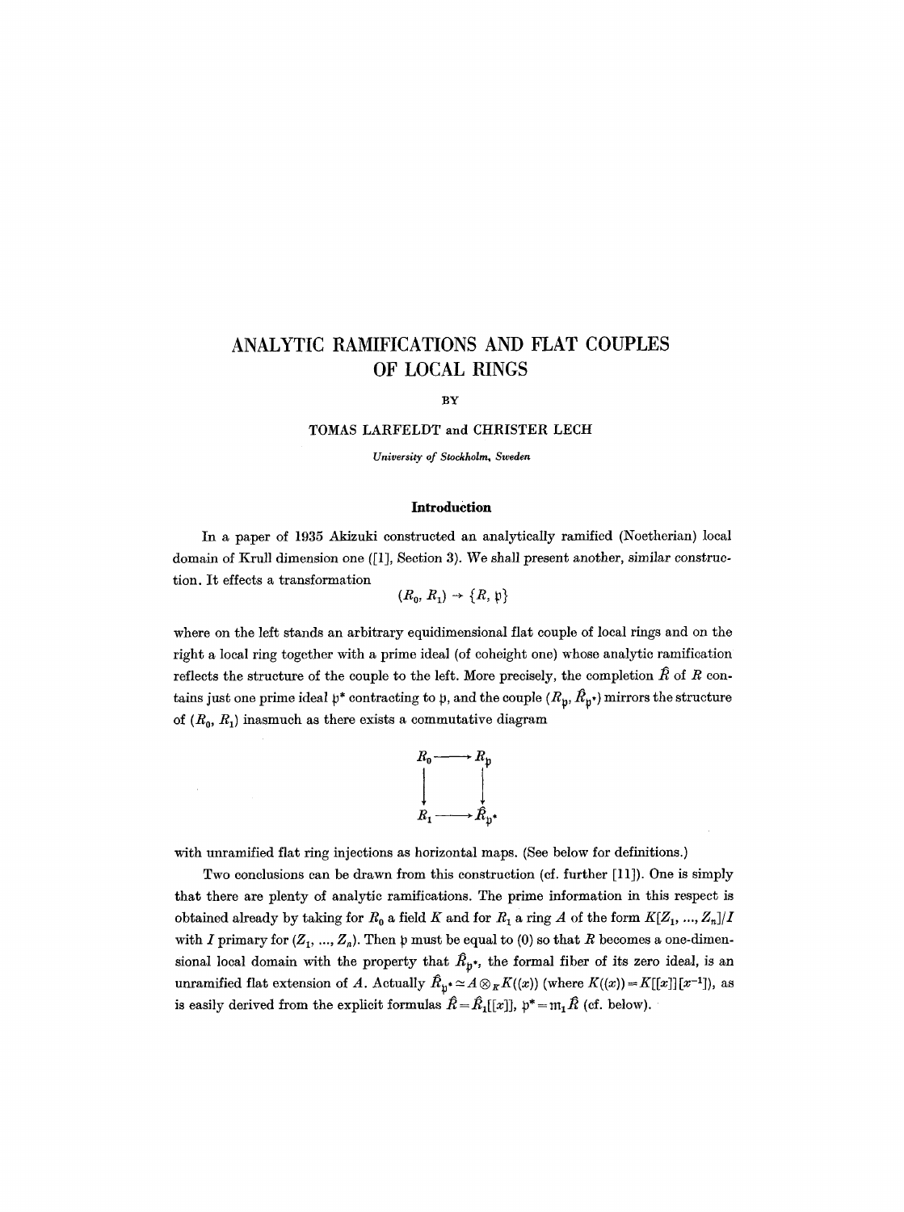# ANALYTIC RAMIFICATIONS AND FLAT COUPLES OF LOCAL RINGS

BY

TOMAS LARFELDT and CHRISTER LECH

*University of Stockholm, Sweden*

## Introduction

In a paper of 1935 Akizuki constructed an analytically ramified (Noetherian) local domain of Krull dimension one ([1], Section 3). We shall present another, similar construction. It effects a transformation

$$(R_0, R_1) \to \{R, \mathfrak{p}\}$$

where on the left stands an arbitrary equidimensional flat couple of local rings and on the right a local ring together with a prime ideal (of coheight one) whose analytic ramification reflects the structure of the couple to the left. More precisely, the completion $\hat{R}$ of $R$ contains just one prime ideal $\mathfrak{p}^*$ contracting to $\mathfrak{p}$, and the couple $(R_{\mathfrak{p}}, \hat{R}_{\mathfrak{p}^*})$ mirrors the structure of $(R_0, R_1)$ inasmuch as there exists a commutative diagram

$$\begin{array}{ccc} R_0 & \longrightarrow & R_{\mathfrak{p}} \\ \downarrow & & \downarrow \\ R_1 & \longrightarrow & \hat{R}_{\mathfrak{p}^*} \end{array}$$

with unramified flat ring injections as horizontal maps. (See below for definitions.)

Two conclusions can be drawn from this construction (cf. further [11]). One is simply that there are plenty of analytic ramifications. The prime information in this respect is obtained already by taking for $R_0$ a field $K$ and for $R_1$ a ring $A$ of the form $K[Z_1, ..., Z_n]/I$ with $I$ primary for $(Z_1, ..., Z_n)$. Then $\mathfrak{p}$ must be equal to $(0)$ so that $R$ becomes a one-dimensional local domain with the property that $\hat{R}_{\mathfrak{p}^*}$, the formal fiber of its zero ideal, is an unramified flat extension of $A$. Actually $\hat{R}_{\mathfrak{p}^*} \simeq A \otimes_K K((x))$ (where $K((x)) = K[[x]][x^{-1}]$), as is easily derived from the explicit formulas $\hat{R} = \hat{R}_1[[x]]$, $\mathfrak{p}^* = \mathfrak{m}_1 \hat{R}$ (cf. below).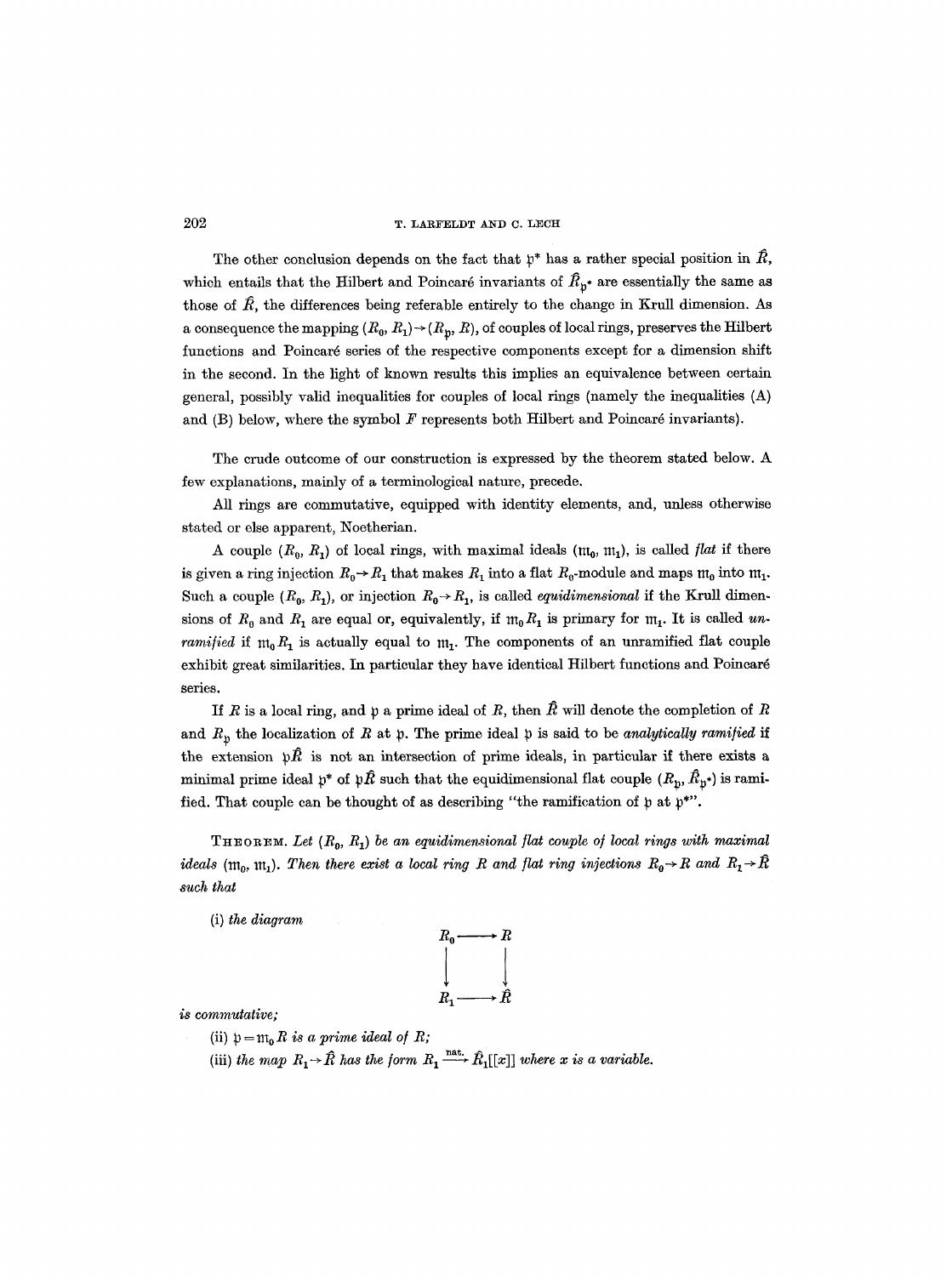The other conclusion depends on the fact that $\mathfrak{p}^*$ has a rather special position in $\hat{R}$, which entails that the Hilbert and Poincaré invariants of $\hat{R}_{\mathfrak{p}^*}$ are essentially the same as those of $\hat{R}$, the differences being referable entirely to the change in Krull dimension. As a consequence the mapping $(R_0, R_1) \to (R_{\mathfrak{p}}, R)$, of couples of local rings, preserves the Hilbert functions and Poincaré series of the respective components except for a dimension shift in the second. In the light of known results this implies an equivalence between certain general, possibly valid inequalities for couples of local rings (namely the inequalities (A) and (B) below, where the symbol $F$ represents both Hilbert and Poincaré invariants).

The crude outcome of our construction is expressed by the theorem stated below. A few explanations, mainly of a terminological nature, precede.

All rings are commutative, equipped with identity elements, and, unless otherwise stated or else apparent, Noetherian.

A couple $(R_0, R_1)$ of local rings, with maximal ideals $(\mathfrak{m}_0, \mathfrak{m}_1)$, is called *flat* if there is given a ring injection $R_0 \to R_1$ that makes $R_1$ into a flat $R_0$-module and maps $\mathfrak{m}_0$ into $\mathfrak{m}_1$. Such a couple $(R_0, R_1)$, or injection $R_0 \to R_1$, is called *equidimensional* if the Krull dimensions of $R_0$ and $R_1$ are equal or, equivalently, if $\mathfrak{m}_0 R_1$ is primary for $\mathfrak{m}_1$. It is called *unramified* if $\mathfrak{m}_0 R_1$ is actually equal to $\mathfrak{m}_1$. The components of an unramified flat couple exhibit great similarities. In particular they have identical Hilbert functions and Poincaré series.

If $R$ is a local ring, and $\mathfrak{p}$ a prime ideal of $R$, then $\hat{R}$ will denote the completion of $R$ and $R_{\mathfrak{p}}$ the localization of $R$ at $\mathfrak{p}$. The prime ideal $\mathfrak{p}$ is said to be *analytically ramified* if the extension $\mathfrak{p}\hat{R}$ is not an intersection of prime ideals, in particular if there exists a minimal prime ideal $\mathfrak{p}^*$ of $\mathfrak{p}\hat{R}$ such that the equidimensional flat couple $(R_{\mathfrak{p}}, \hat{R}_{\mathfrak{p}^*})$ is ramified. That couple can be thought of as describing "the ramification of $\mathfrak{p}$ at $\mathfrak{p}^*$".

THEOREM. *Let $(R_0, R_1)$ be an equidimensional flat couple of local rings with maximal ideals $(\mathfrak{m}_0, \mathfrak{m}_1)$. Then there exist a local ring $R$ and flat ring injections $R_0 \to R$ and $R_1 \to \hat{R}$ such that*

(i) *the diagram*

$$\begin{array}{ccc} R_0 & \longrightarrow & R \\ \downarrow & & \downarrow \\ R_1 & \longrightarrow & \hat{R} \end{array}$$

*is commutative;*

(ii) *$\mathfrak{p} = \mathfrak{m}_0 R$ is a prime ideal of $R$;*

(iii) *the map $R_1 \to \hat{R}$ has the form $R_1 \xrightarrow{\text{nat.}} \hat{R}_1[[x]]$ where $x$ is a variable.*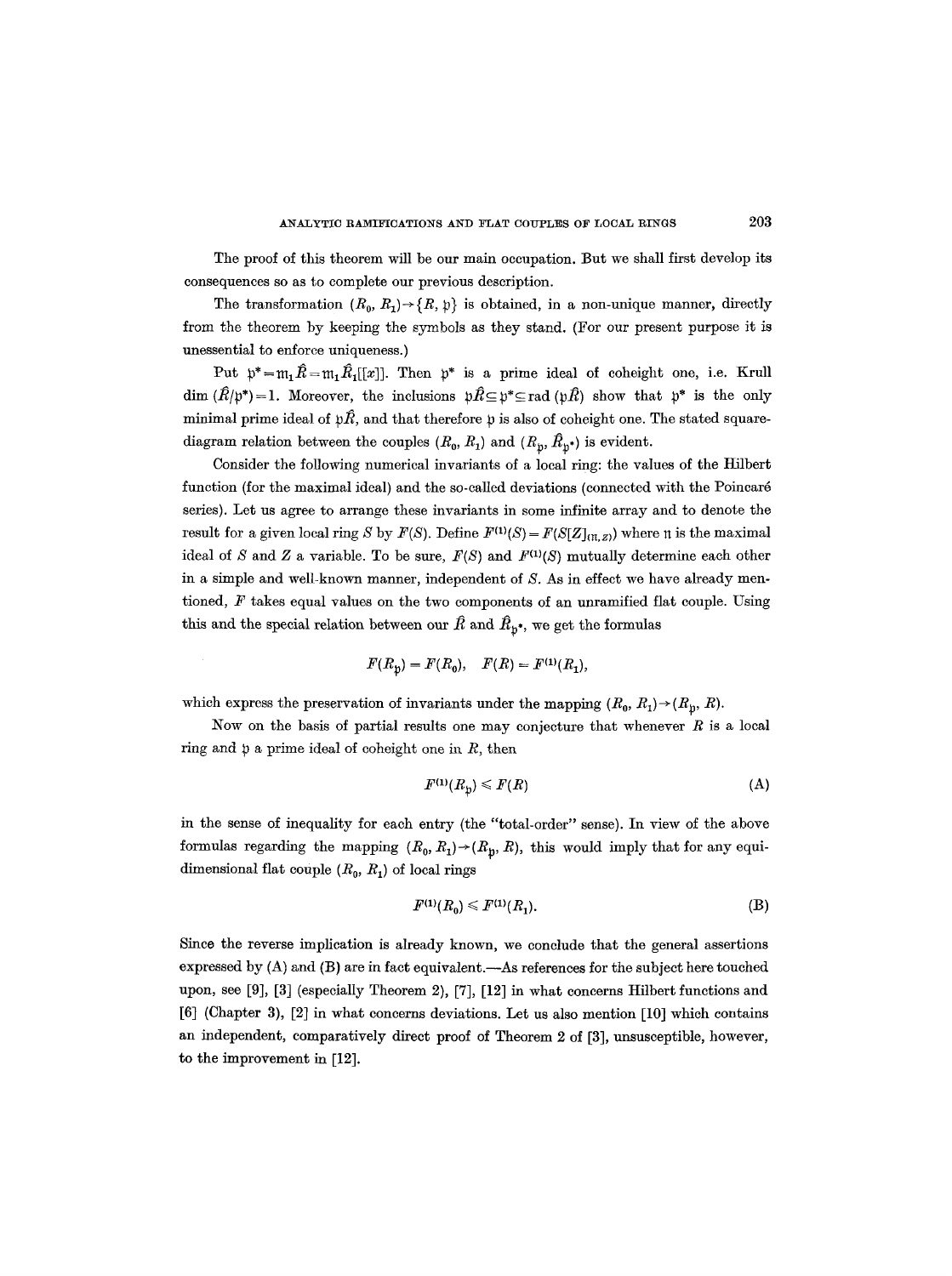The proof of this theorem will be our main occupation. But we shall first develop its consequences so as to complete our previous description.

The transformation $(R_0, R_1) \to \{R, \mathfrak{p}\}$ is obtained, in a non-unique manner, directly from the theorem by keeping the symbols as they stand. (For our present purpose it is unessential to enforce uniqueness.)

Put $\mathfrak{p}^* = \mathfrak{m}_1 \hat{R} = \mathfrak{m}_1 \hat{R}_1[[x]]$. Then $\mathfrak{p}^*$ is a prime ideal of coheight one, i.e. Krull dim $(\hat{R}/\mathfrak{p}^*) = 1$. Moreover, the inclusions $\mathfrak{p}\hat{R} \subseteq \mathfrak{p}^* \subseteq \operatorname{rad}(\mathfrak{p}\hat{R})$ show that $\mathfrak{p}^*$ is the only minimal prime ideal of $\mathfrak{p}\hat{R}$, and that therefore $\mathfrak{p}$ is also of coheight one. The stated square-diagram relation between the couples $(R_0, R_1)$ and $(R_{\mathfrak{p}}, \hat{R}_{\mathfrak{p}^*})$ is evident.

Consider the following numerical invariants of a local ring: the values of the Hilbert function (for the maximal ideal) and the so-called deviations (connected with the Poincaré series). Let us agree to arrange these invariants in some infinite array and to denote the result for a given local ring $S$ by $F(S)$. Define $F^{(1)}(S) = F(S[Z]_{(\mathfrak{n}, Z)})$ where $\mathfrak{n}$ is the maximal ideal of $S$ and $Z$ a variable. To be sure, $F(S)$ and $F^{(1)}(S)$ mutually determine each other in a simple and well-known manner, independent of $S$. As in effect we have already mentioned, $F$ takes equal values on the two components of an unramified flat couple. Using this and the special relation between our $\hat{R}$ and $\hat{R}_{\mathfrak{p}^*}$, we get the formulas

$$F(R_{\mathfrak{p}}) = F(R_0), \quad F(R) = F^{(1)}(R_1),$$

which express the preservation of invariants under the mapping $(R_0, R_1) \to (R_{\mathfrak{p}}, R)$.

Now on the basis of partial results one may conjecture that whenever $R$ is a local ring and $\mathfrak{p}$ a prime ideal of coheight one in $R$, then

$$F^{(1)}(R_{\mathfrak{p}}) \leqslant F(R) \tag{A}$$

in the sense of inequality for each entry (the "total-order" sense). In view of the above formulas regarding the mapping $(R_0, R_1) \to (R_{\mathfrak{p}}, R)$, this would imply that for any equidimensional flat couple $(R_0, R_1)$ of local rings

$$F^{(1)}(R_0) \leqslant F^{(1)}(R_1). \tag{B}$$

Since the reverse implication is already known, we conclude that the general assertions expressed by (A) and (B) are in fact equivalent.—As references for the subject here touched upon, see [9], [3] (especially Theorem 2), [7], [12] in what concerns Hilbert functions and [6] (Chapter 3), [2] in what concerns deviations. Let us also mention [10] which contains an independent, comparatively direct proof of Theorem 2 of [3], unsusceptible, however, to the improvement in [12].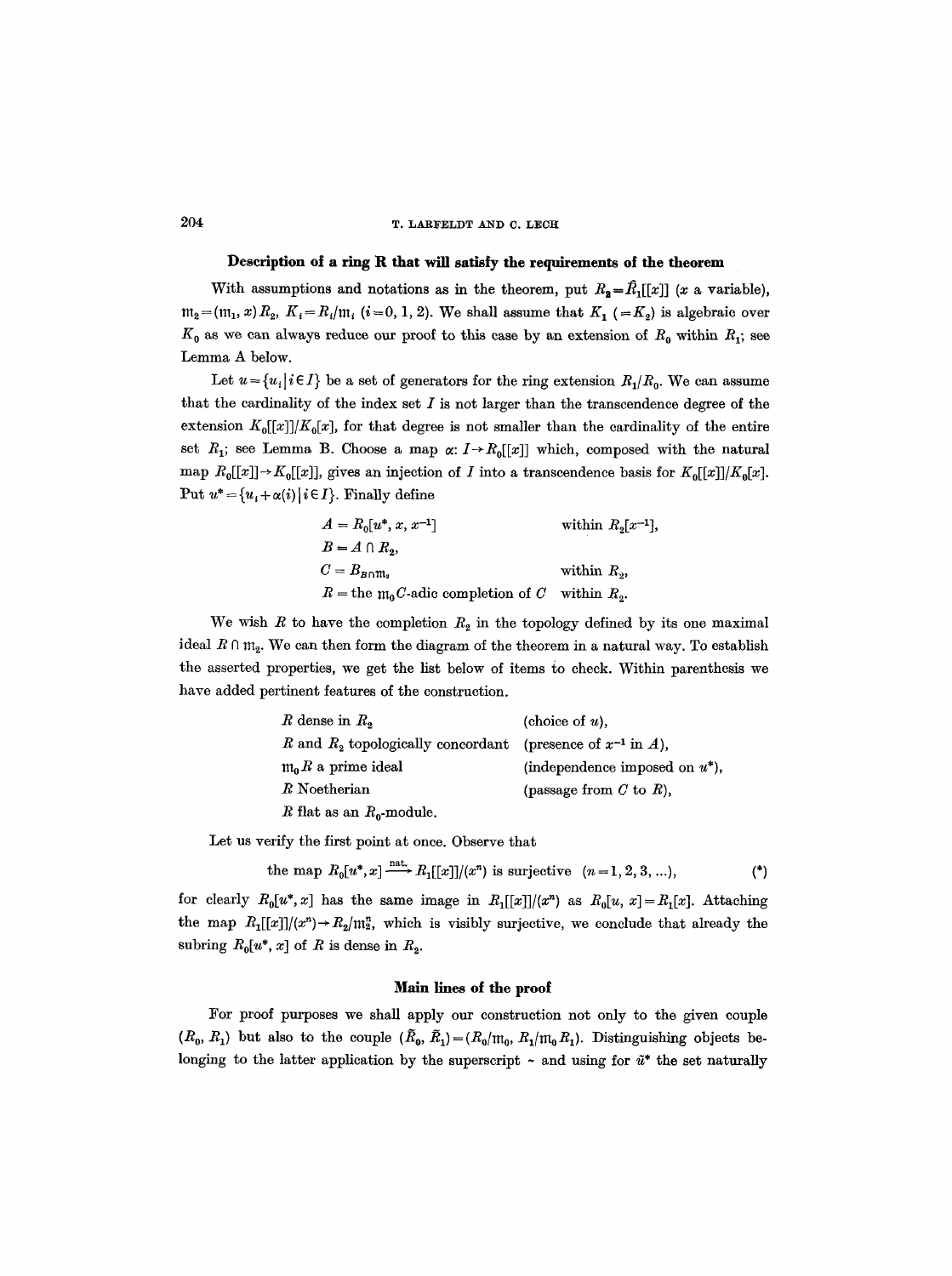### Description of a ring R that will satisfy the requirements of the theorem

With assumptions and notations as in the theorem, put $R_2 = \hat{R}_1[[x]]$ ($x$ a variable), $\mathfrak{m}_2 = (\mathfrak{m}_1, x)R_2$, $K_i = R_i/\mathfrak{m}_i$ ($i = 0, 1, 2$). We shall assume that $K_1$ ($= K_2$) is algebraic over $K_0$ as we can always reduce our proof to this case by an extension of $R_0$ within $R_1$; see Lemma A below.

Let $u = \{u_i \mid i \in I\}$ be a set of generators for the ring extension $R_1/R_0$. We can assume that the cardinality of the index set $I$ is not larger than the transcendence degree of the extension $K_0[[x]]/K_0[x]$, for that degree is not smaller than the cardinality of the entire set $R_1$; see Lemma B. Choose a map $\alpha: I \to R_0[[x]]$ which, composed with the natural map $R_0[[x]] \to K_0[[x]]$, gives an injection of $I$ into a transcendence basis for $K_0[[x]]/K_0[x]$. Put $u^* = \{u_i + \alpha(i) \mid i \in I\}$. Finally define

$$
\begin{aligned}
A &= R_0[u^*, x, x^{-1}] && \text{within } R_2[x^{-1}],\\
B &= A \cap R_2, && \\
C &= B_{B \cap \mathfrak{m}_2} && \text{within } R_2,\\
R &= \text{the } \mathfrak{m}_0 C\text{-adic completion of } C && \text{within } R_2.
\end{aligned}
$$

We wish $R$ to have the completion $R_2$ in the topology defined by its one maximal ideal $R \cap \mathfrak{m}_2$. We can then form the diagram of the theorem in a natural way. To establish the asserted properties, we get the list below of items to check. Within parenthesis we have added pertinent features of the construction.

| | |
|---|---|
| $R$ dense in $R_2$ | (choice of $u$), |
| $R$ and $R_2$ topologically concordant | (presence of $x^{-1}$ in $A$), |
| $\mathfrak{m}_0 R$ a prime ideal | (independence imposed on $u^*$), |
| $R$ Noetherian | (passage from $C$ to $R$), |
| $R$ flat as an $R_0$-module. | |

Let us verify the first point at once. Observe that

$$\text{the map } R_0[u^*, x] \xrightarrow{\text{nat.}} R_1[[x]]/(x^n) \text{ is surjective } \quad (n = 1, 2, 3, \ldots), \tag{*}$$

for clearly $R_0[u^*, x]$ has the same image in $R_1[[x]]/(x^n)$ as $R_0[u, x] = R_1[x]$. Attaching the map $R_1[[x]]/(x^n) \to R_2/\mathfrak{m}_2^n$, which is visibly surjective, we conclude that already the subring $R_0[u^*, x]$ of $R$ is dense in $R_2$.

### Main lines of the proof

For proof purposes we shall apply our construction not only to the given couple $(R_0, R_1)$ but also to the couple $(\tilde{R}_0, \tilde{R}_1) = (R_0/\mathfrak{m}_0, R_1/\mathfrak{m}_0 R_1)$. Distinguishing objects belonging to the latter application by the superscript ~ and using for $\tilde{u}^*$ the set naturally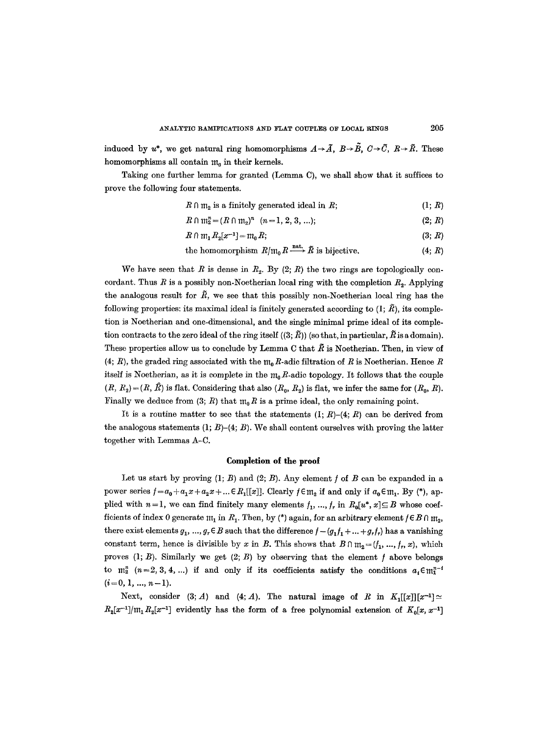induced by $u^*$, we get natural ring homomorphisms $A \to \tilde{A}$, $B \to \tilde{B}$, $C \to \tilde{C}$, $R \to \tilde{R}$. These homomorphisms all contain $\mathfrak{m}_0$ in their kernels.

Taking one further lemma for granted (Lemma C), we shall show that it suffices to prove the following four statements.

$$R \cap \mathfrak{m}_2 \text{ is a finitely generated ideal in } R; \tag{1; $R$}$$

$$R \cap \mathfrak{m}_2^n = (R \cap \mathfrak{m}_2)^n \quad (n = 1, 2, 3, \ldots); \tag{2; $R$}$$

$$R \cap \mathfrak{m}_1 R_2[x^{-1}] = \mathfrak{m}_0 R; \tag{3; $R$}$$

$$\text{the homomorphism } R/\mathfrak{m}_0 R \xrightarrow{\text{nat.}} \tilde{R} \text{ is bijective.} \tag{4; $R$}$$

We have seen that $R$ is dense in $R_2$. By (2; $R$) the two rings are topologically concordant. Thus $R$ is a possibly non-Noetherian local ring with the completion $R_2$. Applying the analogous result for $\tilde{R}$, we see that this possibly non-Noetherian local ring has the following properties: its maximal ideal is finitely generated according to (1; $\tilde{R}$), its completion is Noetherian and one-dimensional, and the single minimal prime ideal of its completion contracts to the zero ideal of the ring itself ((3; $\tilde{R}$)) (so that, in particular, $\tilde{R}$ is a domain). These properties allow us to conclude by Lemma C that $\tilde{R}$ is Noetherian. Then, in view of (4; $R$), the graded ring associated with the $\mathfrak{m}_0 R$-adic filtration of $R$ is Noetherian. Hence $R$ itself is Noetherian, as it is complete in the $\mathfrak{m}_0 R$-adic topology. It follows that the couple $(R, R_2) = (R, \hat{R})$ is flat. Considering that also $(R_0, R_2)$ is flat, we infer the same for $(R_0, R)$. Finally we deduce from (3; $R$) that $\mathfrak{m}_0 R$ is a prime ideal, the only remaining point.

It is a routine matter to see that the statements (1; $R$)–(4; $R$) can be derived from the analogous statements (1; $B$)–(4; $B$). We shall content ourselves with proving the latter together with Lemmas A–C.

## Completion of the proof

Let us start by proving (1; $B$) and (2; $B$). Any element $f$ of $B$ can be expanded in a power series $f = a_0 + a_1 x + a_2 x + \ldots \in R_1[[x]]$. Clearly $f \in \mathfrak{m}_2$ if and only if $a_0 \in \mathfrak{m}_1$. By (\*), applied with $n = 1$, we can find finitely many elements $f_1, \ldots, f_r$ in $R_0[u^*, x] \subseteq B$ whose coefficients of index 0 generate $\mathfrak{m}_1$ in $R_1$. Then, by (\*) again, for an arbitrary element $f \in B \cap \mathfrak{m}_2$, there exist elements $g_1, \ldots, g_r \in B$ such that the difference $f - (g_1 f_1 + \ldots + g_r f_r)$ has a vanishing constant term, hence is divisible by $x$ in $B$. This shows that $B \cap \mathfrak{m}_2 = (f_1, \ldots, f_r, x)$, which proves (1; $B$). Similarly we get (2; $B$) by observing that the element $f$ above belongs to $\mathfrak{m}_2^n$ $(n = 2, 3, 4, \ldots)$ if and only if its coefficients satisfy the conditions $a_i \in \mathfrak{m}_1^{n-i}$ $(i = 0, 1, \ldots, n-1)$.

Next, consider (3; $A$) and (4; $A$). The natural image of $R$ in $K_1[[x]][x^{-1}] \simeq R_2[x^{-1}]/\mathfrak{m}_1 R_2[x^{-1}]$ evidently has the form of a free polynomial extension of $K_0[x, x^{-1}]$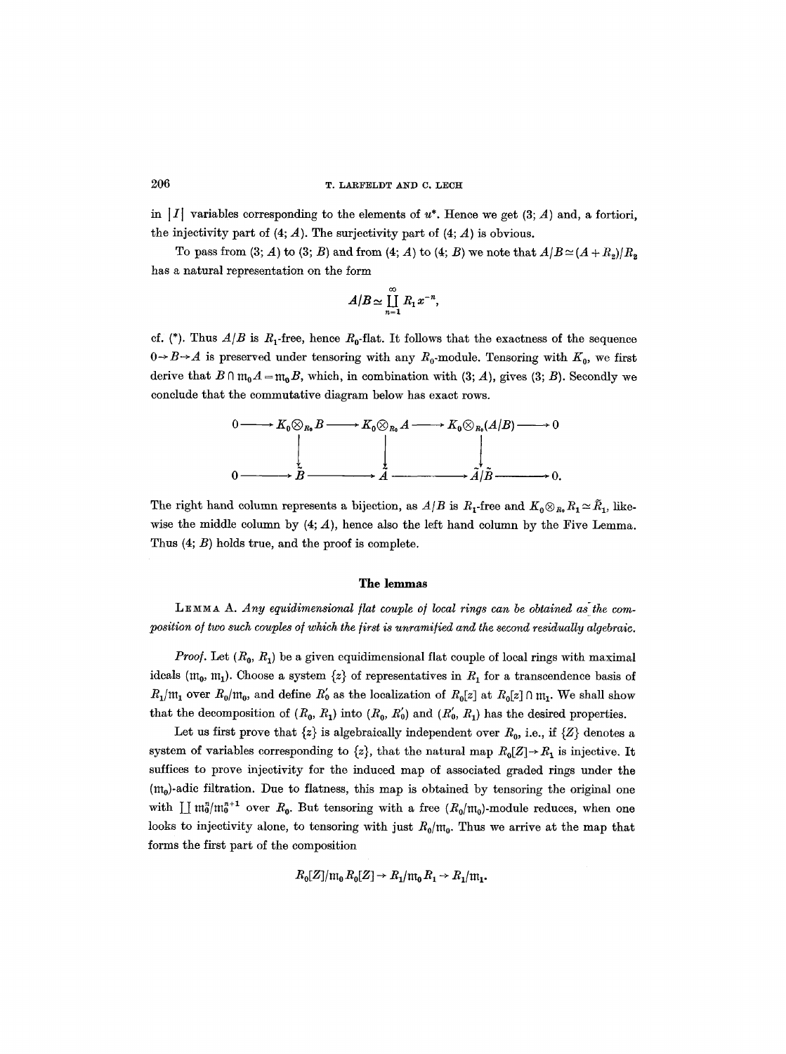in $|I|$ variables corresponding to the elements of $u^*$. Hence we get (3; $A$) and, a fortiori, the injectivity part of (4; $A$). The surjectivity part of (4; $A$) is obvious.

To pass from (3; $A$) to (3; $B$) and from (4; $A$) to (4; $B$) we note that $A/B \simeq (A+R_2)/R_2$ has a natural representation on the form

$$A/B \simeq \coprod_{n=1}^{\infty} R_1 x^{-n},$$

cf. (*). Thus $A/B$ is $R_1$-free, hence $R_0$-flat. It follows that the exactness of the sequence $0 \to B \to A$ is preserved under tensoring with any $R_0$-module. Tensoring with $K_0$, we first derive that $B \cap \mathfrak{m}_0 A = \mathfrak{m}_0 B$, which, in combination with (3; $A$), gives (3; $B$). Secondly we conclude that the commutative diagram below has exact rows.

$$\begin{array}{ccccccccc}
0 & \longrightarrow & K_0 \otimes_{R_0} B & \longrightarrow & K_0 \otimes_{R_0} A & \longrightarrow & K_0 \otimes_{R_0} (A/B) & \longrightarrow & 0 \\
 & & \downarrow & & \downarrow & & \downarrow & & \\
0 & \longrightarrow & \tilde{B} & \longrightarrow & \tilde{A} & \longrightarrow & \tilde{A}/\tilde{B} & \longrightarrow & 0.
\end{array}$$

The right hand column represents a bijection, as $A/B$ is $R_1$-free and $K_0 \otimes_{R_0} R_1 \simeq \tilde{R}_1$, likewise the middle column by (4; $A$), hence also the left hand column by the Five Lemma. Thus (4; $B$) holds true, and the proof is complete.

## The lemmas

LEMMA A. *Any equidimensional flat couple of local rings can be obtained as the composition of two such couples of which the first is unramified and the second residually algebraic.*

*Proof.* Let $(R_0, R_1)$ be a given equidimensional flat couple of local rings with maximal ideals $(\mathfrak{m}_0, \mathfrak{m}_1)$. Choose a system $\{z\}$ of representatives in $R_1$ for a transcendence basis of $R_1/\mathfrak{m}_1$ over $R_0/\mathfrak{m}_0$, and define $R_0'$ as the localization of $R_0[z]$ at $R_0[z] \cap \mathfrak{m}_1$. We shall show that the decomposition of $(R_0, R_1)$ into $(R_0, R_0')$ and $(R_0', R_1)$ has the desired properties.

Let us first prove that $\{z\}$ is algebraically independent over $R_0$, i.e., if $\{Z\}$ denotes a system of variables corresponding to $\{z\}$, that the natural map $R_0[Z] \to R_1$ is injective. It suffices to prove injectivity for the induced map of associated graded rings under the $(\mathfrak{m}_0)$-adic filtration. Due to flatness, this map is obtained by tensoring the original one with $\coprod \mathfrak{m}_0^n/\mathfrak{m}_0^{n+1}$ over $R_0$. But tensoring with a free $(R_0/\mathfrak{m}_0)$-module reduces, when one looks to injectivity alone, to tensoring with just $R_0/\mathfrak{m}_0$. Thus we arrive at the map that forms the first part of the composition

$$R_0[Z]/\mathfrak{m}_0 R_0[Z] \to R_1/\mathfrak{m}_0 R_1 \to R_1/\mathfrak{m}_1.$$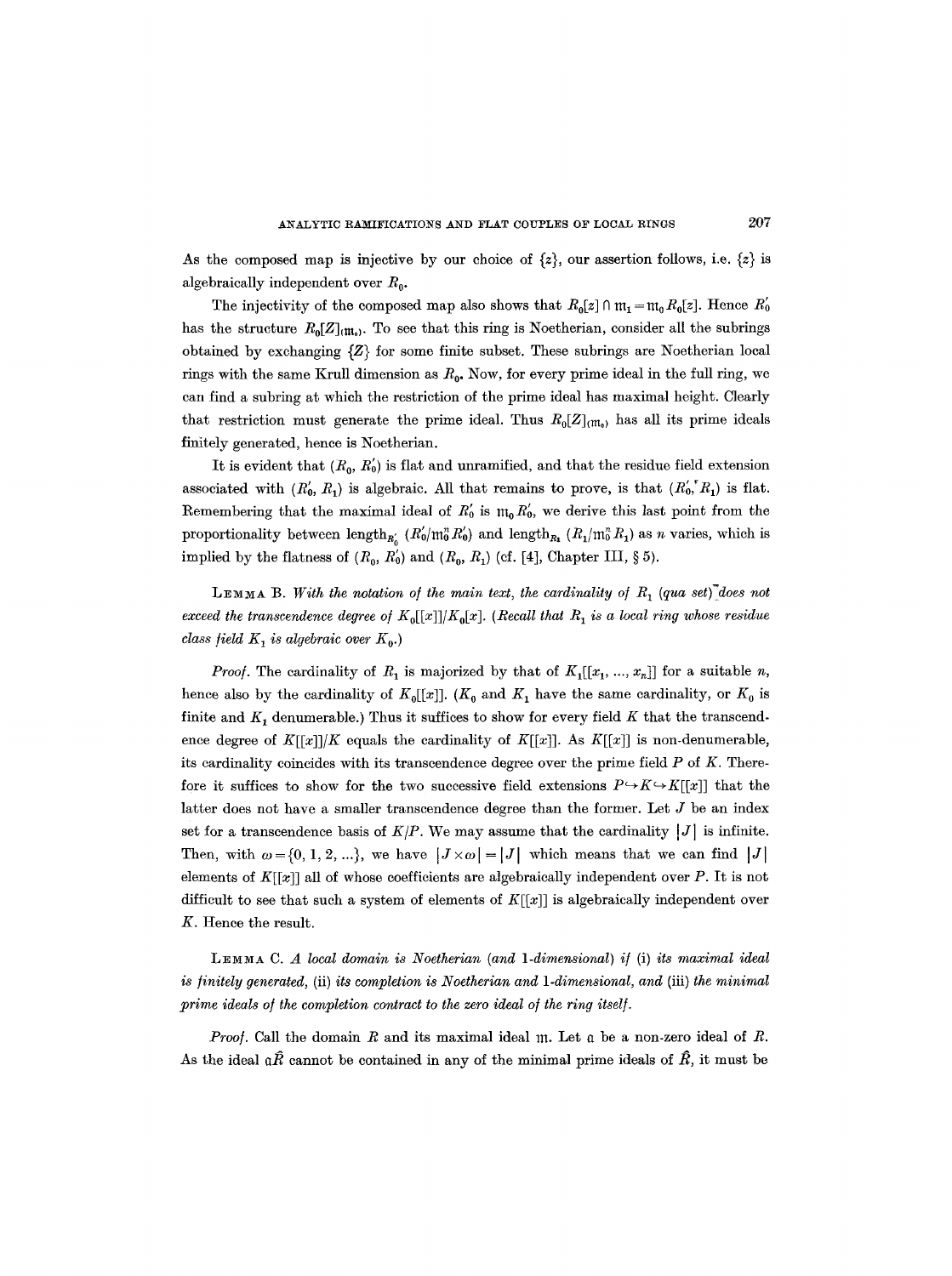As the composed map is injective by our choice of $\{z\}$, our assertion follows, i.e. $\{z\}$ is algebraically independent over $R_0$.

The injectivity of the composed map also shows that $R_0[z] \cap \mathfrak{m}_1 = \mathfrak{m}_0 R_0[z]$. Hence $R_0'$ has the structure $R_0[Z]_{(\mathfrak{m}_0)}$. To see that this ring is Noetherian, consider all the subrings obtained by exchanging $\{Z\}$ for some finite subset. These subrings are Noetherian local rings with the same Krull dimension as $R_0$. Now, for every prime ideal in the full ring, we can find a subring at which the restriction of the prime ideal has maximal height. Clearly that restriction must generate the prime ideal. Thus $R_0[Z]_{(\mathfrak{m}_0)}$ has all its prime ideals finitely generated, hence is Noetherian.

It is evident that $(R_0, R_0')$ is flat and unramified, and that the residue field extension associated with $(R_0', R_1)$ is algebraic. All that remains to prove, is that $(R_0', R_1)$ is flat. Remembering that the maximal ideal of $R_0'$ is $\mathfrak{m}_0 R_0'$, we derive this last point from the proportionality between $\text{length}_{R_0'} (R_0'/\mathfrak{m}_0^n R_0')$ and $\text{length}_{R_1} (R_1/\mathfrak{m}_0^n R_1)$ as $n$ varies, which is implied by the flatness of $(R_0, R_0')$ and $(R_0, R_1)$ (cf. [4], Chapter III, § 5).

LEMMA B. *With the notation of the main text, the cardinality of $R_1$ (qua set) does not exceed the transcendence degree of $K_0[[x]]/K_0[x]$. (Recall that $R_1$ is a local ring whose residue class field $K_1$ is algebraic over $K_0$.)*

*Proof.* The cardinality of $R_1$ is majorized by that of $K_1[[x_1, ..., x_n]]$ for a suitable $n$, hence also by the cardinality of $K_0[[x]]$. ($K_0$ and $K_1$ have the same cardinality, or $K_0$ is finite and $K_1$ denumerable.) Thus it suffices to show for every field $K$ that the transcendence degree of $K[[x]]/K$ equals the cardinality of $K[[x]]$. As $K[[x]]$ is non-denumerable, its cardinality coincides with its transcendence degree over the prime field $P$ of $K$. Therefore it suffices to show for the two successive field extensions $P \hookrightarrow K \hookrightarrow K[[x]]$ that the latter does not have a smaller transcendence degree than the former. Let $J$ be an index set for a transcendence basis of $K/P$. We may assume that the cardinality $|J|$ is infinite. Then, with $\omega = \{0, 1, 2, ...\}$, we have $|J \times \omega| = |J|$ which means that we can find $|J|$ elements of $K[[x]]$ all of whose coefficients are algebraically independent over $P$. It is not difficult to see that such a system of elements of $K[[x]]$ is algebraically independent over $K$. Hence the result.

LEMMA C. *A local domain is Noetherian (and 1-dimensional) if (i) its maximal ideal is finitely generated, (ii) its completion is Noetherian and 1-dimensional, and (iii) the minimal prime ideals of the completion contract to the zero ideal of the ring itself.*

*Proof.* Call the domain $R$ and its maximal ideal $\mathfrak{m}$. Let $\mathfrak{a}$ be a non-zero ideal of $R$. As the ideal $\mathfrak{a}\hat{R}$ cannot be contained in any of the minimal prime ideals of $\hat{R}$, it must be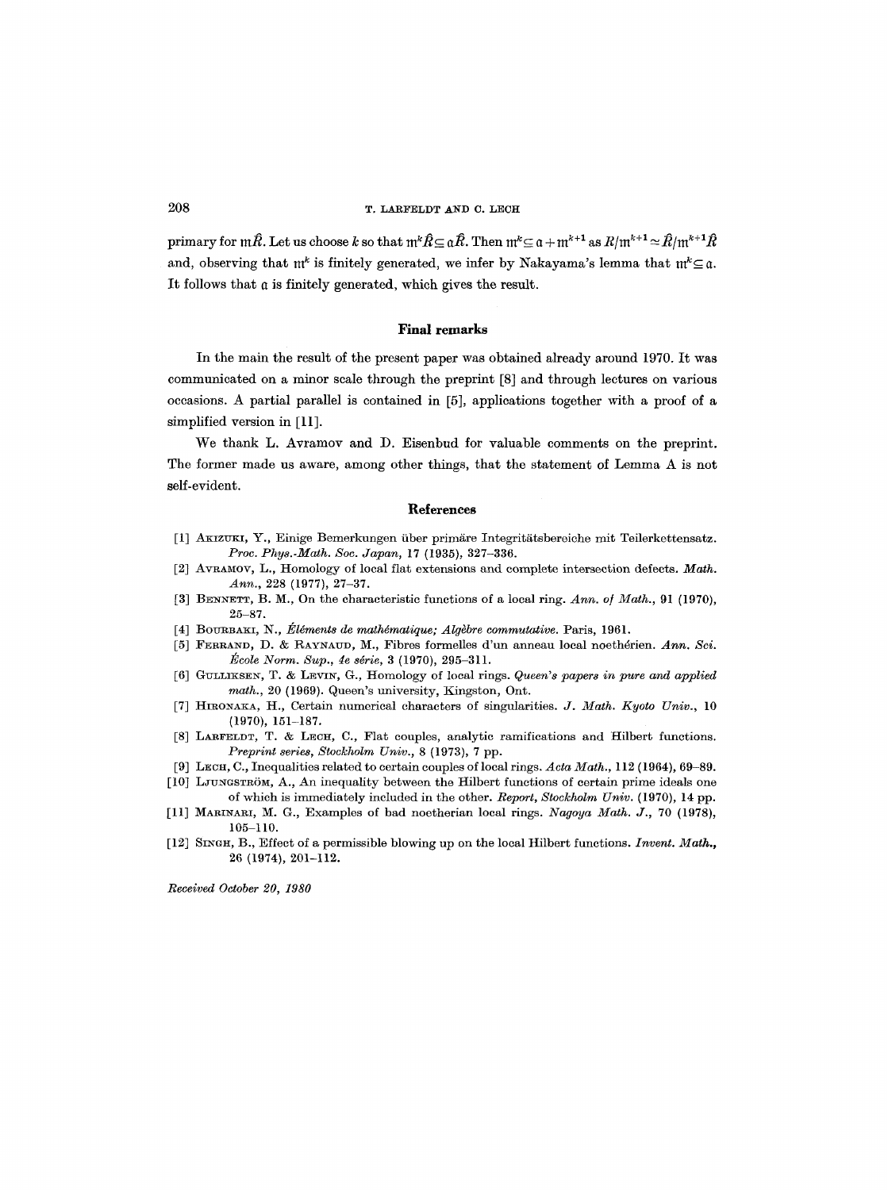primary for $\mathfrak{m}\hat{R}$. Let us choose $k$ so that $\mathfrak{m}^k\hat{R}\subseteq \mathfrak{a}\hat{R}$. Then $\mathfrak{m}^k\subseteq \mathfrak{a}+\mathfrak{m}^{k+1}$ as $R/\mathfrak{m}^{k+1}\simeq \hat{R}/\mathfrak{m}^{k+1}\hat{R}$ and, observing that $\mathfrak{m}^k$ is finitely generated, we infer by Nakayama's lemma that $\mathfrak{m}^k\subseteq \mathfrak{a}$. It follows that $\mathfrak{a}$ is finitely generated, which gives the result.

## Final remarks

In the main the result of the present paper was obtained already around 1970. It was communicated on a minor scale through the preprint [8] and through lectures on various occasions. A partial parallel is contained in [5], applications together with a proof of a simplified version in [11].

We thank L. Avramov and D. Eisenbud for valuable comments on the preprint. The former made us aware, among other things, that the statement of Lemma A is not self-evident.

## References

[1] Akizuki, Y., Einige Bemerkungen über primäre Integritätsbereiche mit Teilerkettensatz. *Proc. Phys.-Math. Soc. Japan*, 17 (1935), 327–336.

[2] Avramov, L., Homology of local flat extensions and complete intersection defects. *Math. Ann.*, 228 (1977), 27–37.

[3] Bennett, B. M., On the characteristic functions of a local ring. *Ann. of Math.*, 91 (1970), 25–87.

[4] Bourbaki, N., *Éléments de mathématique; Algèbre commutative*. Paris, 1961.

[5] Ferrand, D. & Raynaud, M., Fibres formelles d'un anneau local noethérien. *Ann. Sci. École Norm. Sup., 4e série*, 3 (1970), 295–311.

[6] Gulliksen, T. & Levin, G., Homology of local rings. *Queen's papers in pure and applied math.*, 20 (1969). Queen's university, Kingston, Ont.

[7] Hironaka, H., Certain numerical characters of singularities. *J. Math. Kyoto Univ.*, 10 (1970), 151–187.

[8] Larfeldt, T. & Lech, C., Flat couples, analytic ramifications and Hilbert functions. *Preprint series, Stockholm Univ.*, 8 (1973), 7 pp.

[9] Lech, C., Inequalities related to certain couples of local rings. *Acta Math.*, 112 (1964), 69–89.

[10] Ljungström, A., An inequality between the Hilbert functions of certain prime ideals one of which is immediately included in the other. *Report, Stockholm Univ.* (1970), 14 pp.

[11] Marinari, M. G., Examples of bad noetherian local rings. *Nagoya Math. J.*, 70 (1978), 105–110.

[12] Singh, B., Effect of a permissible blowing up on the local Hilbert functions. *Invent. Math.*, 26 (1974), 201–112.

*Received October 20, 1980*